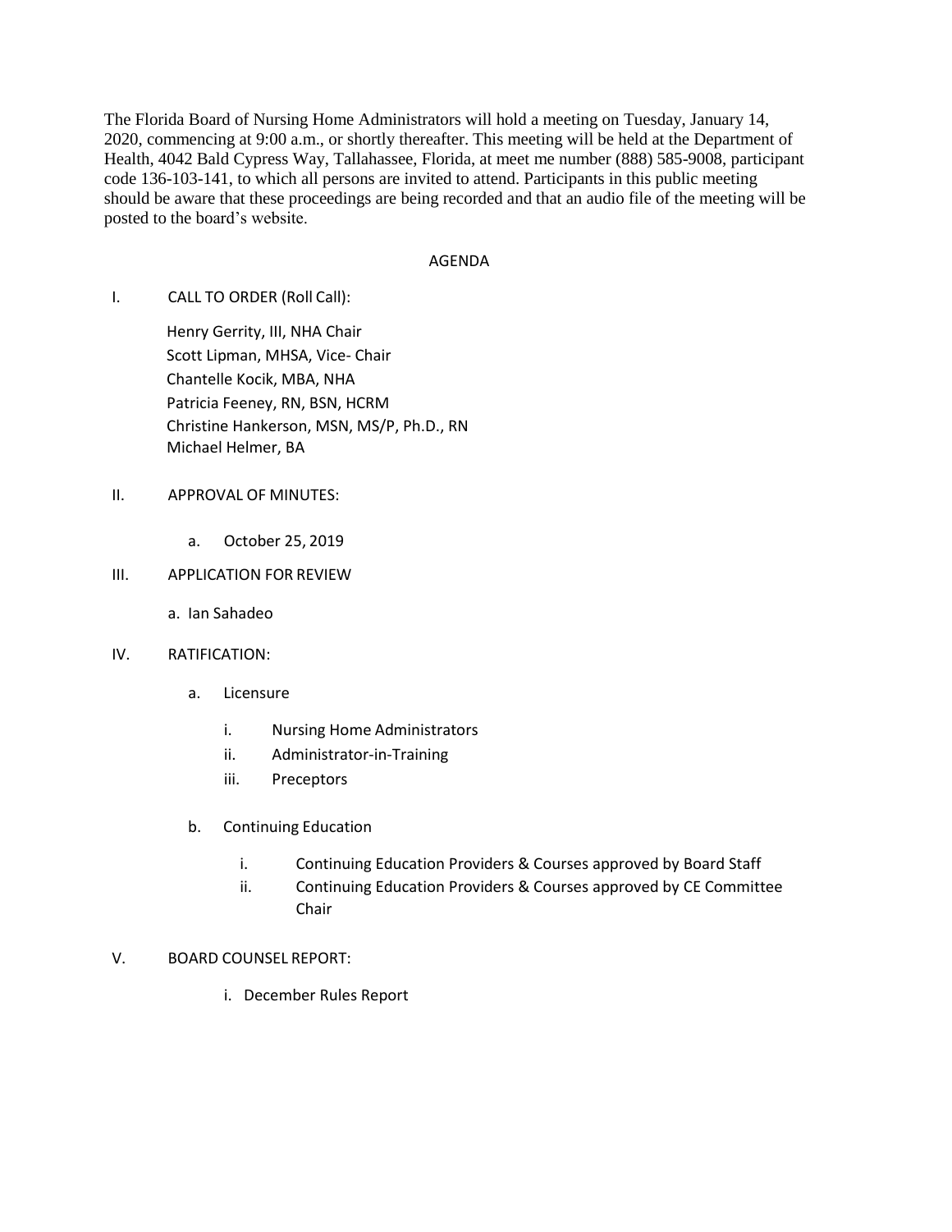The Florida Board of Nursing Home Administrators will hold a meeting on Tuesday, January 14, 2020, commencing at 9:00 a.m., or shortly thereafter. This meeting will be held at the Department of Health, 4042 Bald Cypress Way, Tallahassee, Florida, at meet me number (888) 585-9008, participant code 136-103-141, to which all persons are invited to attend. Participants in this public meeting should be aware that these proceedings are being recorded and that an audio file of the meeting will be posted to the board's website.

## AGENDA

I. CALL TO ORDER (Roll Call):

Henry Gerrity, III, NHA Chair
Scott Lipman, MHSA, Vice- Chair
Chantelle Kocik, MBA, NHA
Patricia Feeney, RN, BSN, HCRM
Christine Hankerson, MSN, MS/P, Ph.D., RN
Michael Helmer, BA

II. APPROVAL OF MINUTES:

   a. October 25, 2019

III. APPLICATION FOR REVIEW

   a. Ian Sahadeo

IV. RATIFICATION:

   a. Licensure

      i. Nursing Home Administrators
      ii. Administrator-in-Training
      iii. Preceptors

   b. Continuing Education

      i. Continuing Education Providers & Courses approved by Board Staff
      ii. Continuing Education Providers & Courses approved by CE Committee Chair

V. BOARD COUNSEL REPORT:

   i. December Rules Report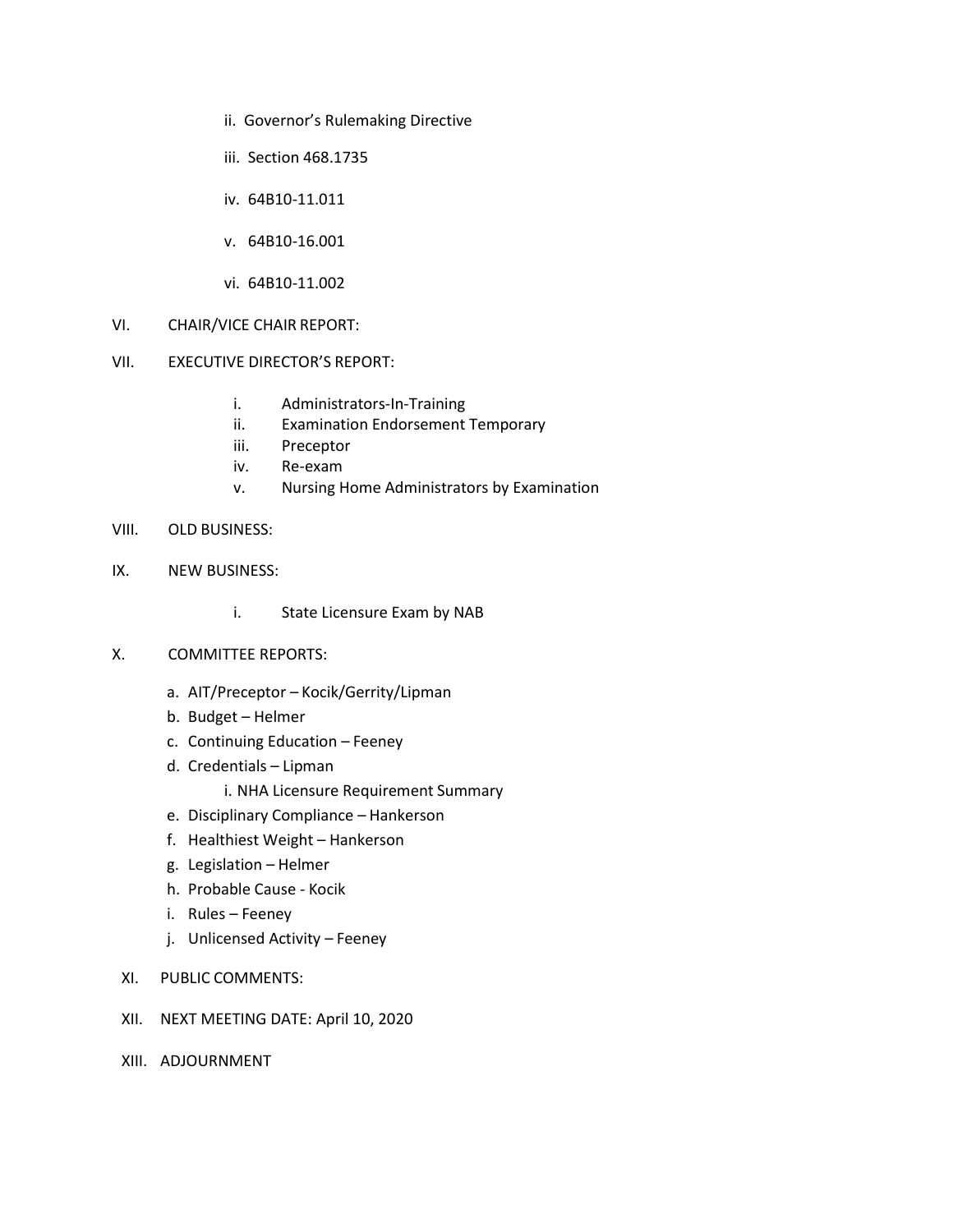ii. Governor's Rulemaking Directive

iii. Section 468.1735

iv. 64B10-11.011

v. 64B10-16.001

vi. 64B10-11.002

VI. CHAIR/VICE CHAIR REPORT:

VII. EXECUTIVE DIRECTOR'S REPORT:

i. Administrators-In-Training
ii. Examination Endorsement Temporary
iii. Preceptor
iv. Re-exam
v. Nursing Home Administrators by Examination

VIII. OLD BUSINESS:

IX. NEW BUSINESS:

i. State Licensure Exam by NAB

X. COMMITTEE REPORTS:

a. AIT/Preceptor – Kocik/Gerrity/Lipman
b. Budget – Helmer
c. Continuing Education – Feeney
d. Credentials – Lipman
   i. NHA Licensure Requirement Summary
e. Disciplinary Compliance – Hankerson
f. Healthiest Weight – Hankerson
g. Legislation – Helmer
h. Probable Cause - Kocik
i. Rules – Feeney
j. Unlicensed Activity – Feeney

XI. PUBLIC COMMENTS:

XII. NEXT MEETING DATE: April 10, 2020

XIII. ADJOURNMENT